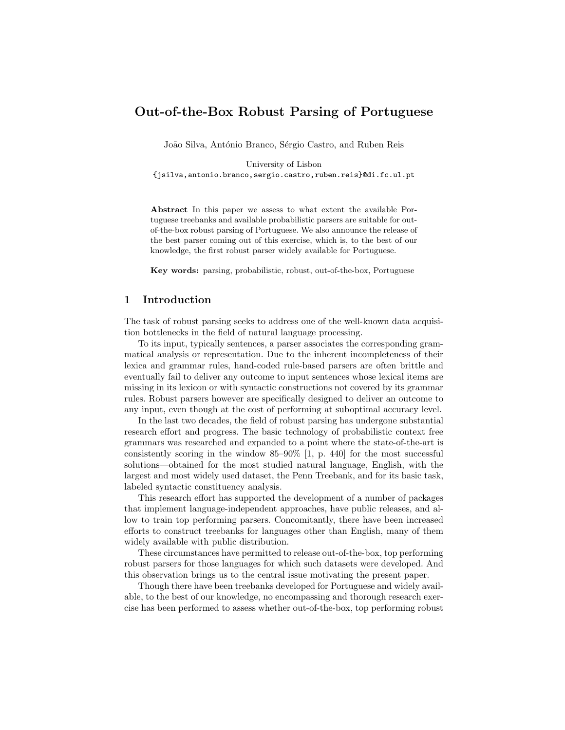# Out-of-the-Box Robust Parsing of Portuguese

João Silva, António Branco, Sérgio Castro, and Ruben Reis

University of Lisbon
{jsilva,antonio.branco,sergio.castro,ruben.reis}@di.fc.ul.pt

**Abstract** In this paper we assess to what extent the available Portuguese treebanks and available probabilistic parsers are suitable for out-of-the-box robust parsing of Portuguese. We also announce the release of the best parser coming out of this exercise, which is, to the best of our knowledge, the first robust parser widely available for Portuguese.

**Key words:** parsing, probabilistic, robust, out-of-the-box, Portuguese

## 1 Introduction

The task of robust parsing seeks to address one of the well-known data acquisition bottlenecks in the field of natural language processing.

To its input, typically sentences, a parser associates the corresponding grammatical analysis or representation. Due to the inherent incompleteness of their lexica and grammar rules, hand-coded rule-based parsers are often brittle and eventually fail to deliver any outcome to input sentences whose lexical items are missing in its lexicon or with syntactic constructions not covered by its grammar rules. Robust parsers however are specifically designed to deliver an outcome to any input, even though at the cost of performing at suboptimal accuracy level.

In the last two decades, the field of robust parsing has undergone substantial research effort and progress. The basic technology of probabilistic context free grammars was researched and expanded to a point where the state-of-the-art is consistently scoring in the window 85–90% [1, p. 440] for the most successful solutions—obtained for the most studied natural language, English, with the largest and most widely used dataset, the Penn Treebank, and for its basic task, labeled syntactic constituency analysis.

This research effort has supported the development of a number of packages that implement language-independent approaches, have public releases, and allow to train top performing parsers. Concomitantly, there have been increased efforts to construct treebanks for languages other than English, many of them widely available with public distribution.

These circumstances have permitted to release out-of-the-box, top performing robust parsers for those languages for which such datasets were developed. And this observation brings us to the central issue motivating the present paper.

Though there have been treebanks developed for Portuguese and widely available, to the best of our knowledge, no encompassing and thorough research exercise has been performed to assess whether out-of-the-box, top performing robust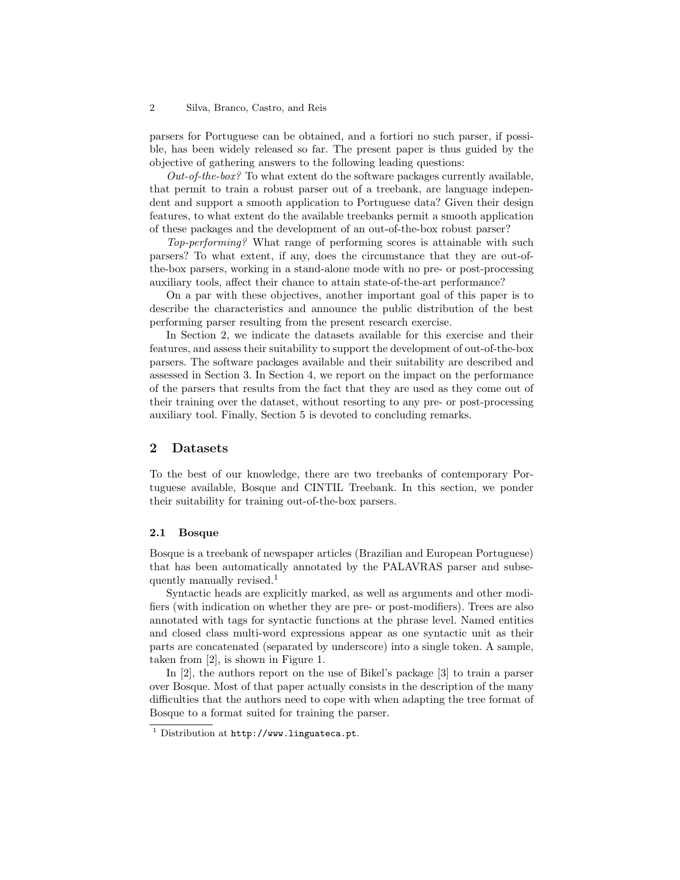parsers for Portuguese can be obtained, and a fortiori no such parser, if possible, has been widely released so far. The present paper is thus guided by the objective of gathering answers to the following leading questions:

*Out-of-the-box?* To what extent do the software packages currently available, that permit to train a robust parser out of a treebank, are language independent and support a smooth application to Portuguese data? Given their design features, to what extent do the available treebanks permit a smooth application of these packages and the development of an out-of-the-box robust parser?

*Top-performing?* What range of performing scores is attainable with such parsers? To what extent, if any, does the circumstance that they are out-of-the-box parsers, working in a stand-alone mode with no pre- or post-processing auxiliary tools, affect their chance to attain state-of-the-art performance?

On a par with these objectives, another important goal of this paper is to describe the characteristics and announce the public distribution of the best performing parser resulting from the present research exercise.

In Section 2, we indicate the datasets available for this exercise and their features, and assess their suitability to support the development of out-of-the-box parsers. The software packages available and their suitability are described and assessed in Section 3. In Section 4, we report on the impact on the performance of the parsers that results from the fact that they are used as they come out of their training over the dataset, without resorting to any pre- or post-processing auxiliary tool. Finally, Section 5 is devoted to concluding remarks.

## 2 Datasets

To the best of our knowledge, there are two treebanks of contemporary Portuguese available, Bosque and CINTIL Treebank. In this section, we ponder their suitability for training out-of-the-box parsers.

### 2.1 Bosque

Bosque is a treebank of newspaper articles (Brazilian and European Portuguese) that has been automatically annotated by the PALAVRAS parser and subsequently manually revised.[1]

Syntactic heads are explicitly marked, as well as arguments and other modifiers (with indication on whether they are pre- or post-modifiers). Trees are also annotated with tags for syntactic functions at the phrase level. Named entities and closed class multi-word expressions appear as one syntactic unit as their parts are concatenated (separated by underscore) into a single token. A sample, taken from [2], is shown in Figure 1.

In [2], the authors report on the use of Bikel's package [3] to train a parser over Bosque. Most of that paper actually consists in the description of the many difficulties that the authors need to cope with when adapting the tree format of Bosque to a format suited for training the parser.

[1] Distribution at http://www.linguateca.pt.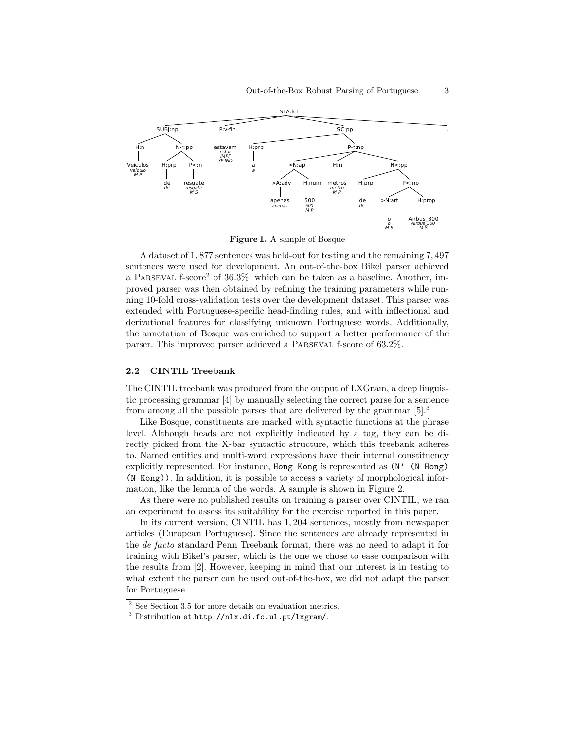**Figure 1.** A sample of Bosque

A dataset of 1,877 sentences was held-out for testing and the remaining 7,497 sentences were used for development. An out-of-the-box Bikel parser achieved a Parseval f-score[2] of 36.3%, which can be taken as a baseline. Another, improved parser was then obtained by refining the training parameters while running 10-fold cross-validation tests over the development dataset. This parser was extended with Portuguese-specific head-finding rules, and with inflectional and derivational features for classifying unknown Portuguese words. Additionally, the annotation of Bosque was enriched to support a better performance of the parser. This improved parser achieved a Parseval f-score of 63.2%.

### 2.2 CINTIL Treebank

The CINTIL treebank was produced from the output of LXGram, a deep linguistic processing grammar [4] by manually selecting the correct parse for a sentence from among all the possible parses that are delivered by the grammar [5].[3]

Like Bosque, constituents are marked with syntactic functions at the phrase level. Although heads are not explicitly indicated by a tag, they can be directly picked from the X-bar syntactic structure, which this treebank adheres to. Named entities and multi-word expressions have their internal constituency explicitly represented. For instance, `Hong Kong` is represented as `(N' (N Hong) (N Kong))`. In addition, it is possible to access a variety of morphological information, like the lemma of the words. A sample is shown in Figure 2.

As there were no published results on training a parser over CINTIL, we ran an experiment to assess its suitability for the exercise reported in this paper.

In its current version, CINTIL has 1,204 sentences, mostly from newspaper articles (European Portuguese). Since the sentences are already represented in the *de facto* standard Penn Treebank format, there was no need to adapt it for training with Bikel's parser, which is the one we chose to ease comparison with the results from [2]. However, keeping in mind that our interest is in testing to what extent the parser can be used out-of-the-box, we did not adapt the parser for Portuguese.

---

[2] See Section 3.5 for more details on evaluation metrics.

[3] Distribution at `http://nlx.di.fc.ul.pt/lxgram/`.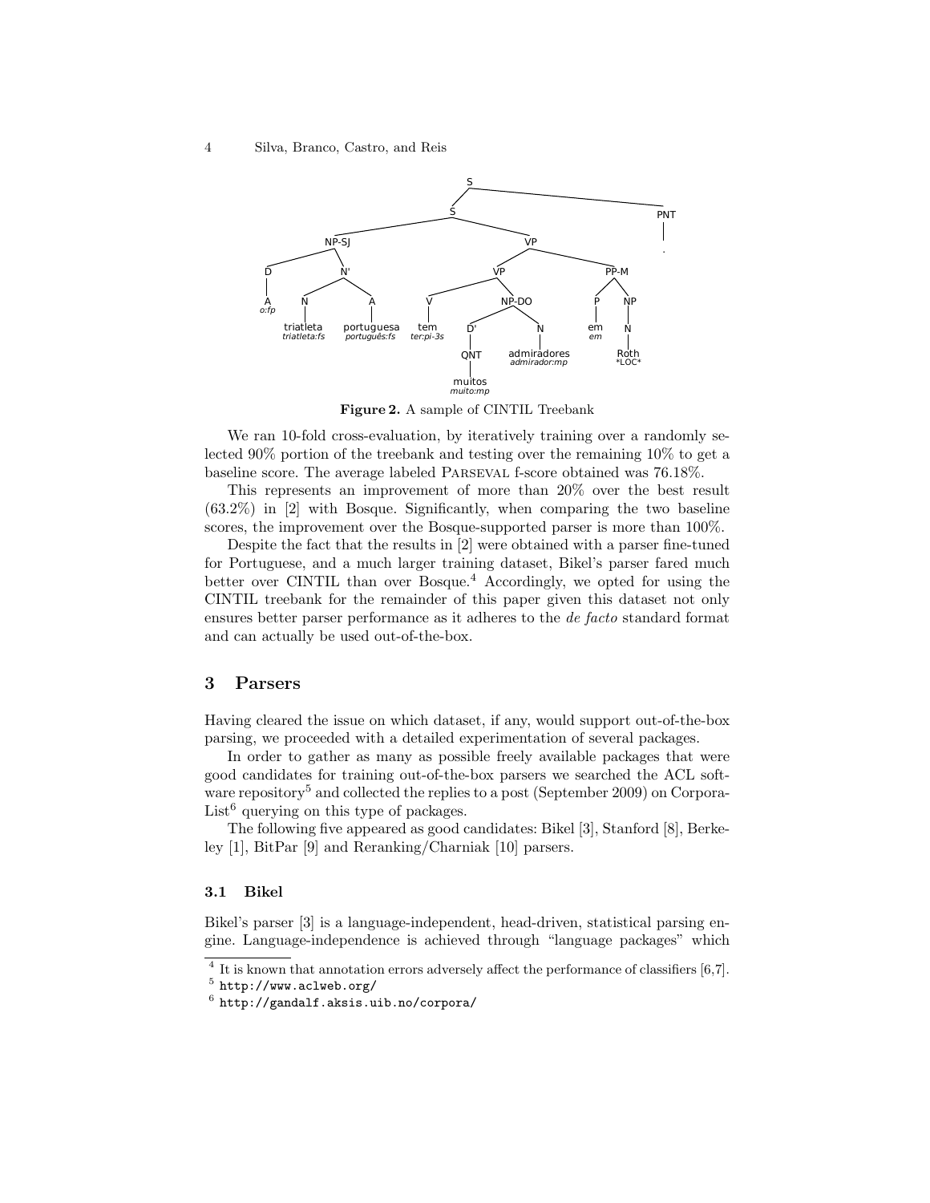**Figure 2.** A sample of CINTIL Treebank

We ran 10-fold cross-evaluation, by iteratively training over a randomly selected 90% portion of the treebank and testing over the remaining 10% to get a baseline score. The average labeled PARSEVAL f-score obtained was 76.18%.

This represents an improvement of more than 20% over the best result (63.2%) in [2] with Bosque. Significantly, when comparing the two baseline scores, the improvement over the Bosque-supported parser is more than 100%.

Despite the fact that the results in [2] were obtained with a parser fine-tuned for Portuguese, and a much larger training dataset, Bikel's parser fared much better over CINTIL than over Bosque.[4] Accordingly, we opted for using the CINTIL treebank for the remainder of this paper given this dataset not only ensures better parser performance as it adheres to the *de facto* standard format and can actually be used out-of-the-box.

## 3 Parsers

Having cleared the issue on which dataset, if any, would support out-of-the-box parsing, we proceeded with a detailed experimentation of several packages.

In order to gather as many as possible freely available packages that were good candidates for training out-of-the-box parsers we searched the ACL software repository[5] and collected the replies to a post (September 2009) on Corpora-List[6] querying on this type of packages.

The following five appeared as good candidates: Bikel [3], Stanford [8], Berkeley [1], BitPar [9] and Reranking/Charniak [10] parsers.

### 3.1 Bikel

Bikel's parser [3] is a language-independent, head-driven, statistical parsing engine. Language-independence is achieved through "language packages" which

[4] It is known that annotation errors adversely affect the performance of classifiers [6,7].

[5] http://www.aclweb.org/

[6] http://gandalf.aksis.uib.no/corpora/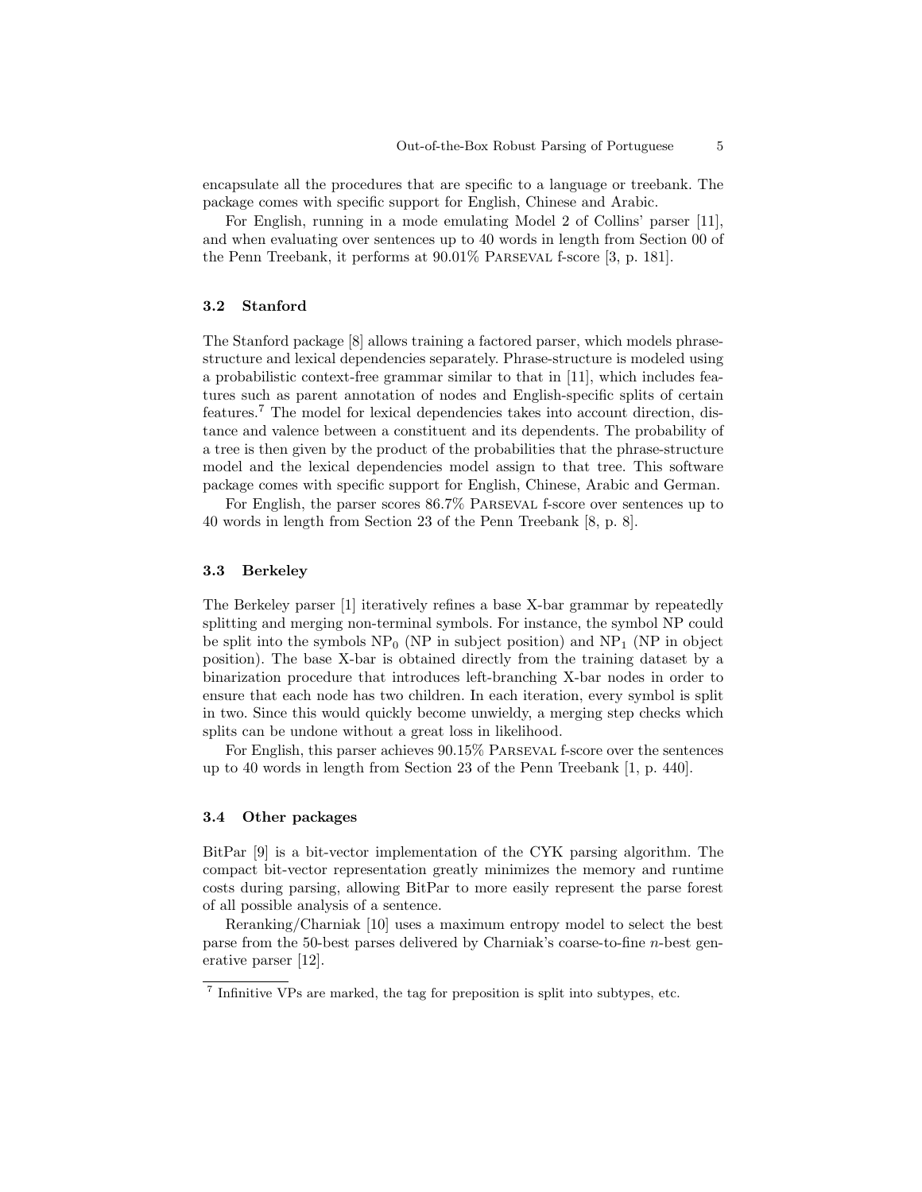encapsulate all the procedures that are specific to a language or treebank. The package comes with specific support for English, Chinese and Arabic.

For English, running in a mode emulating Model 2 of Collins' parser [11], and when evaluating over sentences up to 40 words in length from Section 00 of the Penn Treebank, it performs at 90.01% Parseval f-score [3, p. 181].

### 3.2 Stanford

The Stanford package [8] allows training a factored parser, which models phrase-structure and lexical dependencies separately. Phrase-structure is modeled using a probabilistic context-free grammar similar to that in [11], which includes features such as parent annotation of nodes and English-specific splits of certain features.[7] The model for lexical dependencies takes into account direction, distance and valence between a constituent and its dependents. The probability of a tree is then given by the product of the probabilities that the phrase-structure model and the lexical dependencies model assign to that tree. This software package comes with specific support for English, Chinese, Arabic and German.

For English, the parser scores 86.7% Parseval f-score over sentences up to 40 words in length from Section 23 of the Penn Treebank [8, p. 8].

### 3.3 Berkeley

The Berkeley parser [1] iteratively refines a base X-bar grammar by repeatedly splitting and merging non-terminal symbols. For instance, the symbol NP could be split into the symbols $NP_0$ (NP in subject position) and $NP_1$ (NP in object position). The base X-bar is obtained directly from the training dataset by a binarization procedure that introduces left-branching X-bar nodes in order to ensure that each node has two children. In each iteration, every symbol is split in two. Since this would quickly become unwieldy, a merging step checks which splits can be undone without a great loss in likelihood.

For English, this parser achieves 90.15% Parseval f-score over the sentences up to 40 words in length from Section 23 of the Penn Treebank [1, p. 440].

### 3.4 Other packages

BitPar [9] is a bit-vector implementation of the CYK parsing algorithm. The compact bit-vector representation greatly minimizes the memory and runtime costs during parsing, allowing BitPar to more easily represent the parse forest of all possible analysis of a sentence.

Reranking/Charniak [10] uses a maximum entropy model to select the best parse from the 50-best parses delivered by Charniak's coarse-to-fine $n$-best generative parser [12].

[7] Infinitive VPs are marked, the tag for preposition is split into subtypes, etc.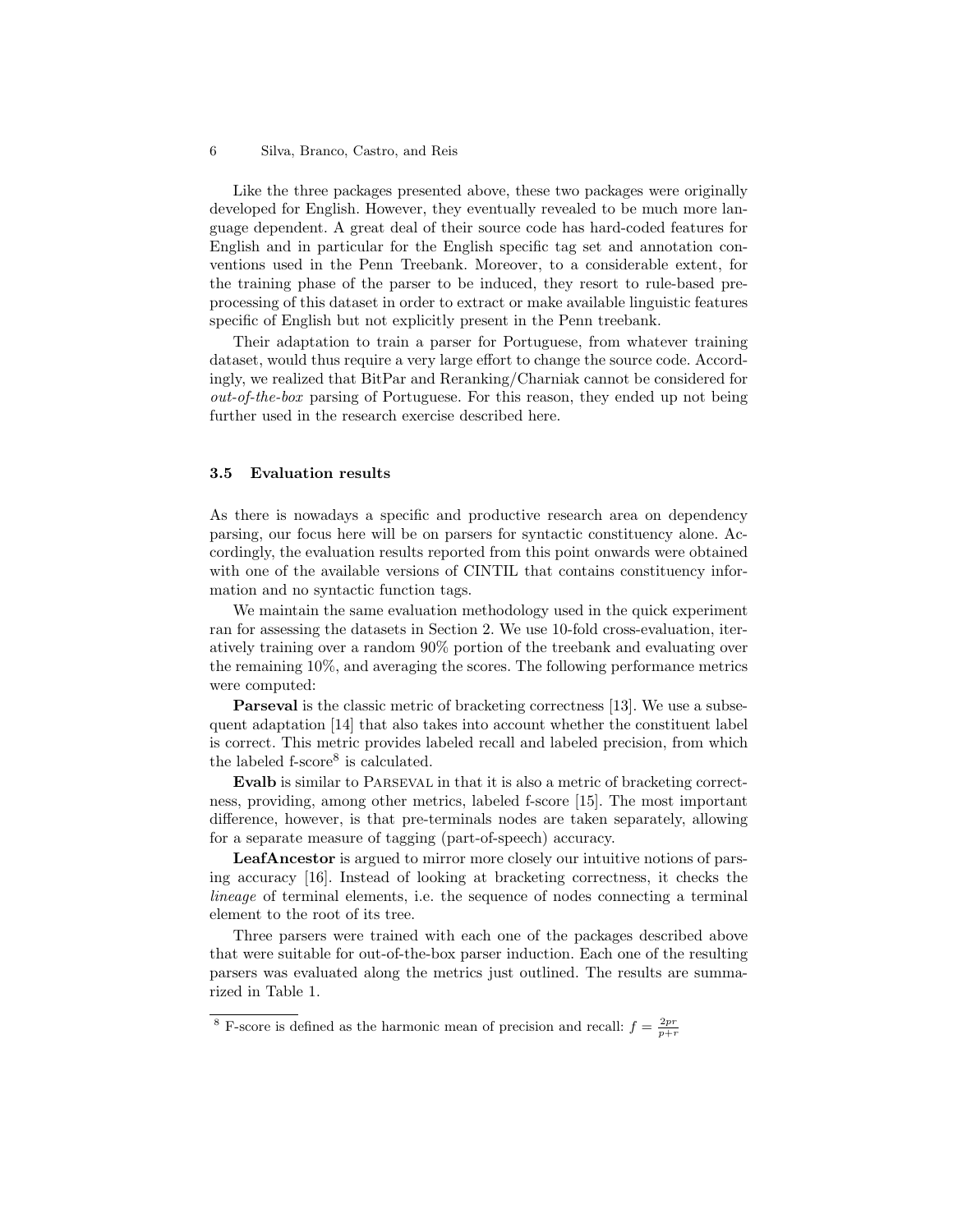Like the three packages presented above, these two packages were originally developed for English. However, they eventually revealed to be much more language dependent. A great deal of their source code has hard-coded features for English and in particular for the English specific tag set and annotation conventions used in the Penn Treebank. Moreover, to a considerable extent, for the training phase of the parser to be induced, they resort to rule-based preprocessing of this dataset in order to extract or make available linguistic features specific of English but not explicitly present in the Penn treebank.

Their adaptation to train a parser for Portuguese, from whatever training dataset, would thus require a very large effort to change the source code. Accordingly, we realized that BitPar and Reranking/Charniak cannot be considered for *out-of-the-box* parsing of Portuguese. For this reason, they ended up not being further used in the research exercise described here.

### 3.5 Evaluation results

As there is nowadays a specific and productive research area on dependency parsing, our focus here will be on parsers for syntactic constituency alone. Accordingly, the evaluation results reported from this point onwards were obtained with one of the available versions of CINTIL that contains constituency information and no syntactic function tags.

We maintain the same evaluation methodology used in the quick experiment ran for assessing the datasets in Section 2. We use 10-fold cross-evaluation, iteratively training over a random 90% portion of the treebank and evaluating over the remaining 10%, and averaging the scores. The following performance metrics were computed:

**Parseval** is the classic metric of bracketing correctness [13]. We use a subsequent adaptation [14] that also takes into account whether the constituent label is correct. This metric provides labeled recall and labeled precision, from which the labeled f-score[8] is calculated.

**Evalb** is similar to Parseval in that it is also a metric of bracketing correctness, providing, among other metrics, labeled f-score [15]. The most important difference, however, is that pre-terminals nodes are taken separately, allowing for a separate measure of tagging (part-of-speech) accuracy.

**LeafAncestor** is argued to mirror more closely our intuitive notions of parsing accuracy [16]. Instead of looking at bracketing correctness, it checks the *lineage* of terminal elements, i.e. the sequence of nodes connecting a terminal element to the root of its tree.

Three parsers were trained with each one of the packages described above that were suitable for out-of-the-box parser induction. Each one of the resulting parsers was evaluated along the metrics just outlined. The results are summarized in Table 1.

[8] F-score is defined as the harmonic mean of precision and recall: $f = \frac{2pr}{p+r}$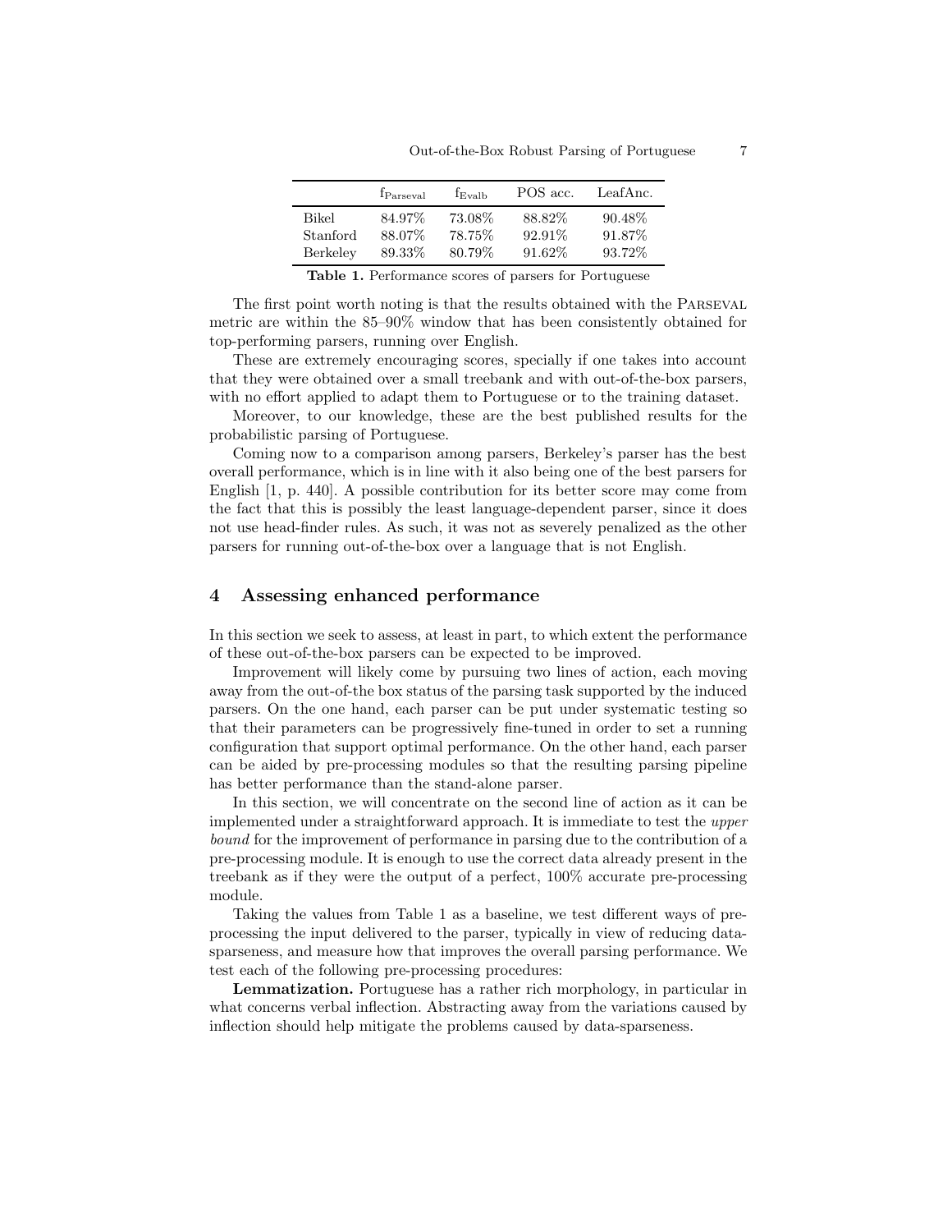| | $f_{\text{Parseval}}$ | $f_{\text{Evalb}}$ | POS acc. | LeafAnc. |
|---|---|---|---|---|
| Bikel | 84.97% | 73.08% | 88.82% | 90.48% |
| Stanford | 88.07% | 78.75% | 92.91% | 91.87% |
| Berkeley | 89.33% | 80.79% | 91.62% | 93.72% |

**Table 1.** Performance scores of parsers for Portuguese

The first point worth noting is that the results obtained with the PARSEVAL metric are within the 85–90% window that has been consistently obtained for top-performing parsers, running over English.

These are extremely encouraging scores, specially if one takes into account that they were obtained over a small treebank and with out-of-the-box parsers, with no effort applied to adapt them to Portuguese or to the training dataset.

Moreover, to our knowledge, these are the best published results for the probabilistic parsing of Portuguese.

Coming now to a comparison among parsers, Berkeley's parser has the best overall performance, which is in line with it also being one of the best parsers for English [1, p. 440]. A possible contribution for its better score may come from the fact that this is possibly the least language-dependent parser, since it does not use head-finder rules. As such, it was not as severely penalized as the other parsers for running out-of-the-box over a language that is not English.

## 4 Assessing enhanced performance

In this section we seek to assess, at least in part, to which extent the performance of these out-of-the-box parsers can be expected to be improved.

Improvement will likely come by pursuing two lines of action, each moving away from the out-of-the box status of the parsing task supported by the induced parsers. On the one hand, each parser can be put under systematic testing so that their parameters can be progressively fine-tuned in order to set a running configuration that support optimal performance. On the other hand, each parser can be aided by pre-processing modules so that the resulting parsing pipeline has better performance than the stand-alone parser.

In this section, we will concentrate on the second line of action as it can be implemented under a straightforward approach. It is immediate to test the *upper bound* for the improvement of performance in parsing due to the contribution of a pre-processing module. It is enough to use the correct data already present in the treebank as if they were the output of a perfect, 100% accurate pre-processing module.

Taking the values from Table 1 as a baseline, we test different ways of pre-processing the input delivered to the parser, typically in view of reducing data-sparseness, and measure how that improves the overall parsing performance. We test each of the following pre-processing procedures:

**Lemmatization.** Portuguese has a rather rich morphology, in particular in what concerns verbal inflection. Abstracting away from the variations caused by inflection should help mitigate the problems caused by data-sparseness.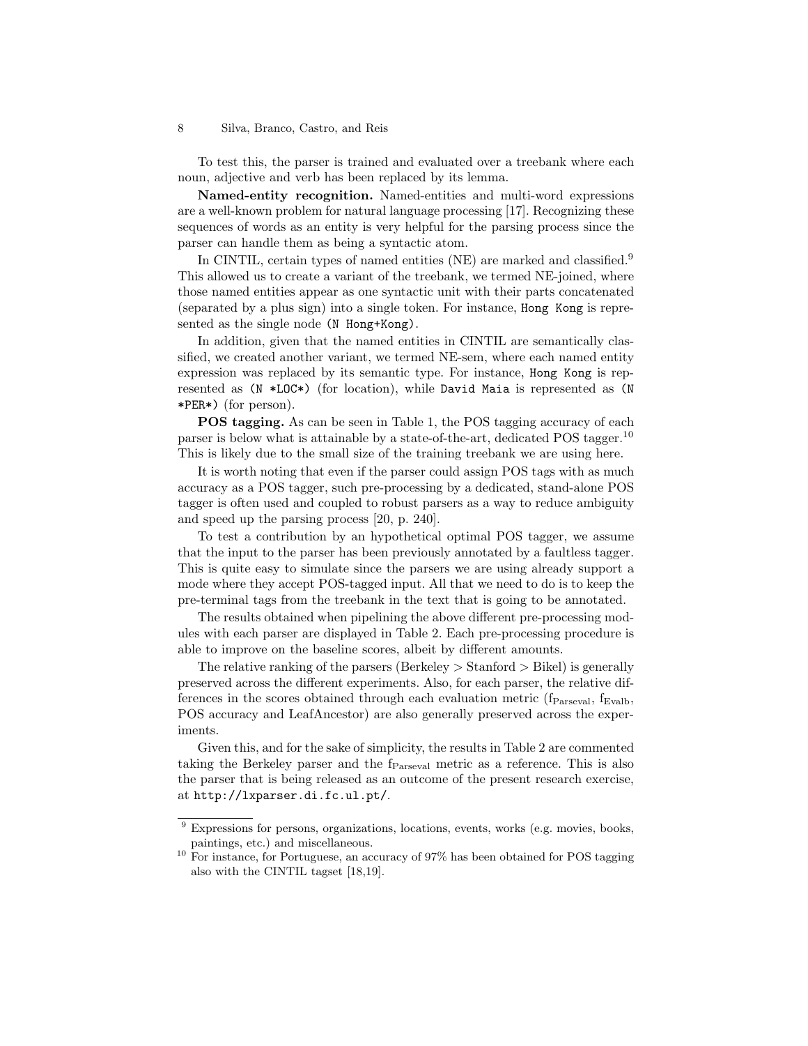To test this, the parser is trained and evaluated over a treebank where each noun, adjective and verb has been replaced by its lemma.

**Named-entity recognition.** Named-entities and multi-word expressions are a well-known problem for natural language processing [17]. Recognizing these sequences of words as an entity is very helpful for the parsing process since the parser can handle them as being a syntactic atom.

In CINTIL, certain types of named entities (NE) are marked and classified.[9] This allowed us to create a variant of the treebank, we termed NE-joined, where those named entities appear as one syntactic unit with their parts concatenated (separated by a plus sign) into a single token. For instance, `Hong Kong` is represented as the single node `(N Hong+Kong)`.

In addition, given that the named entities in CINTIL are semantically classified, we created another variant, we termed NE-sem, where each named entity expression was replaced by its semantic type. For instance, `Hong Kong` is represented as `(N *LOC*)` (for location), while `David Maia` is represented as `(N *PER*)` (for person).

**POS tagging.** As can be seen in Table 1, the POS tagging accuracy of each parser is below what is attainable by a state-of-the-art, dedicated POS tagger.[10] This is likely due to the small size of the training treebank we are using here.

It is worth noting that even if the parser could assign POS tags with as much accuracy as a POS tagger, such pre-processing by a dedicated, stand-alone POS tagger is often used and coupled to robust parsers as a way to reduce ambiguity and speed up the parsing process [20, p. 240].

To test a contribution by an hypothetical optimal POS tagger, we assume that the input to the parser has been previously annotated by a faultless tagger. This is quite easy to simulate since the parsers we are using already support a mode where they accept POS-tagged input. All that we need to do is to keep the pre-terminal tags from the treebank in the text that is going to be annotated.

The results obtained when pipelining the above different pre-processing modules with each parser are displayed in Table 2. Each pre-processing procedure is able to improve on the baseline scores, albeit by different amounts.

The relative ranking of the parsers (Berkeley > Stanford > Bikel) is generally preserved across the different experiments. Also, for each parser, the relative differences in the scores obtained through each evaluation metric ($f_{Parseval}$, $f_{Evalb}$, POS accuracy and LeafAncestor) are also generally preserved across the experiments.

Given this, and for the sake of simplicity, the results in Table 2 are commented taking the Berkeley parser and the $f_{Parseval}$ metric as a reference. This is also the parser that is being released as an outcome of the present research exercise, at `http://lxparser.di.fc.ul.pt/`.

---

[9] Expressions for persons, organizations, locations, events, works (e.g. movies, books, paintings, etc.) and miscellaneous.

[10] For instance, for Portuguese, an accuracy of 97% has been obtained for POS tagging also with the CINTIL tagset [18,19].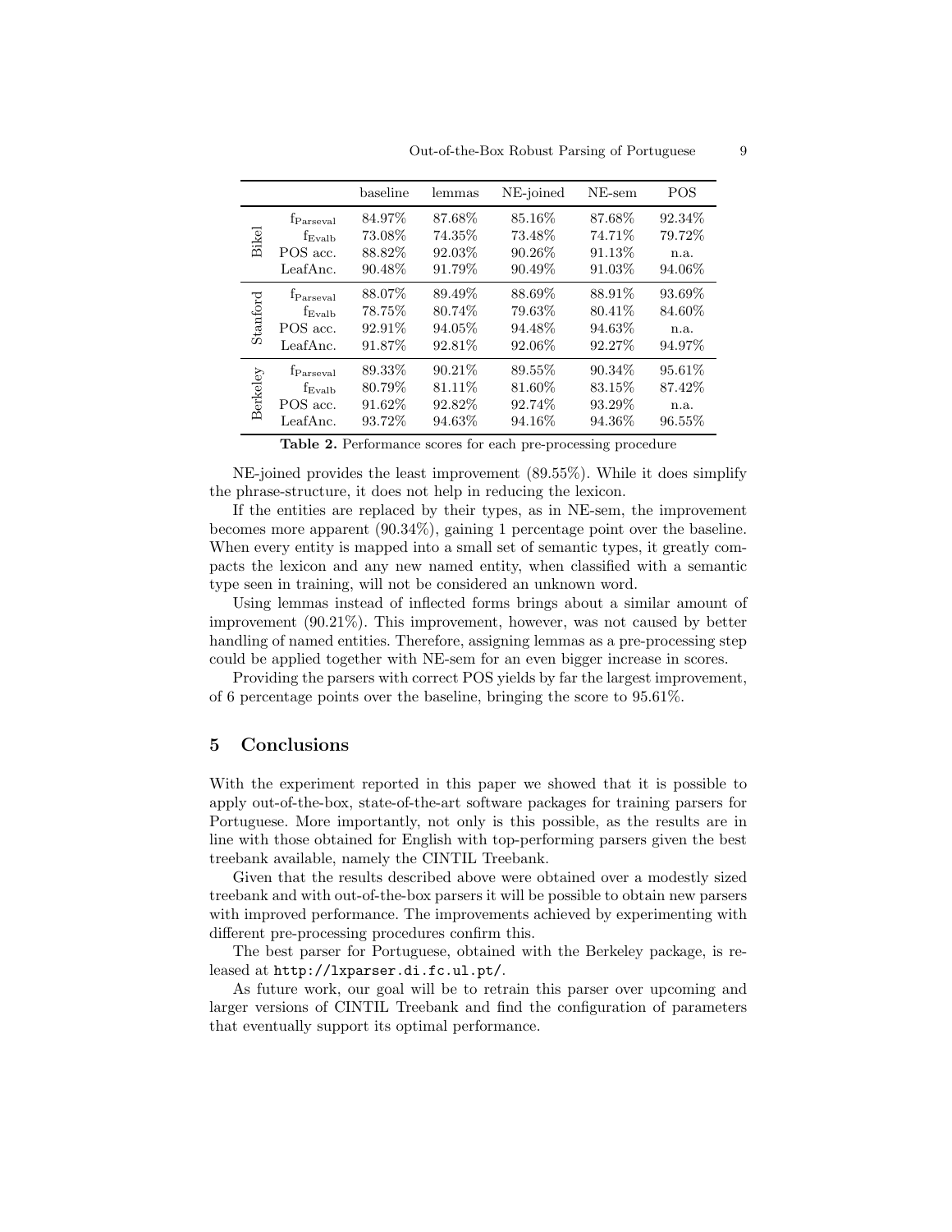| | | baseline | lemmas | NE-joined | NE-sem | POS |
|---|---|---|---|---|---|---|
| Bikel | $f_{Parseval}$ | 84.97% | 87.68% | 85.16% | 87.68% | 92.34% |
| | $f_{Evalb}$ | 73.08% | 74.35% | 73.48% | 74.71% | 79.72% |
| | POS acc. | 88.82% | 92.03% | 90.26% | 91.13% | n.a. |
| | LeafAnc. | 90.48% | 91.79% | 90.49% | 91.03% | 94.06% |
| Stanford | $f_{Parseval}$ | 88.07% | 89.49% | 88.69% | 88.91% | 93.69% |
| | $f_{Evalb}$ | 78.75% | 80.74% | 79.63% | 80.41% | 84.60% |
| | POS acc. | 92.91% | 94.05% | 94.48% | 94.63% | n.a. |
| | LeafAnc. | 91.87% | 92.81% | 92.06% | 92.27% | 94.97% |
| Berkeley | $f_{Parseval}$ | 89.33% | 90.21% | 89.55% | 90.34% | 95.61% |
| | $f_{Evalb}$ | 80.79% | 81.11% | 81.60% | 83.15% | 87.42% |
| | POS acc. | 91.62% | 92.82% | 92.74% | 93.29% | n.a. |
| | LeafAnc. | 93.72% | 94.63% | 94.16% | 94.36% | 96.55% |

**Table 2.** Performance scores for each pre-processing procedure

NE-joined provides the least improvement (89.55%). While it does simplify the phrase-structure, it does not help in reducing the lexicon.

If the entities are replaced by their types, as in NE-sem, the improvement becomes more apparent (90.34%), gaining 1 percentage point over the baseline. When every entity is mapped into a small set of semantic types, it greatly compacts the lexicon and any new named entity, when classified with a semantic type seen in training, will not be considered an unknown word.

Using lemmas instead of inflected forms brings about a similar amount of improvement (90.21%). This improvement, however, was not caused by better handling of named entities. Therefore, assigning lemmas as a pre-processing step could be applied together with NE-sem for an even bigger increase in scores.

Providing the parsers with correct POS yields by far the largest improvement, of 6 percentage points over the baseline, bringing the score to 95.61%.

## 5 Conclusions

With the experiment reported in this paper we showed that it is possible to apply out-of-the-box, state-of-the-art software packages for training parsers for Portuguese. More importantly, not only is this possible, as the results are in line with those obtained for English with top-performing parsers given the best treebank available, namely the CINTIL Treebank.

Given that the results described above were obtained over a modestly sized treebank and with out-of-the-box parsers it will be possible to obtain new parsers with improved performance. The improvements achieved by experimenting with different pre-processing procedures confirm this.

The best parser for Portuguese, obtained with the Berkeley package, is released at `http://lxparser.di.fc.ul.pt/`.

As future work, our goal will be to retrain this parser over upcoming and larger versions of CINTIL Treebank and find the configuration of parameters that eventually support its optimal performance.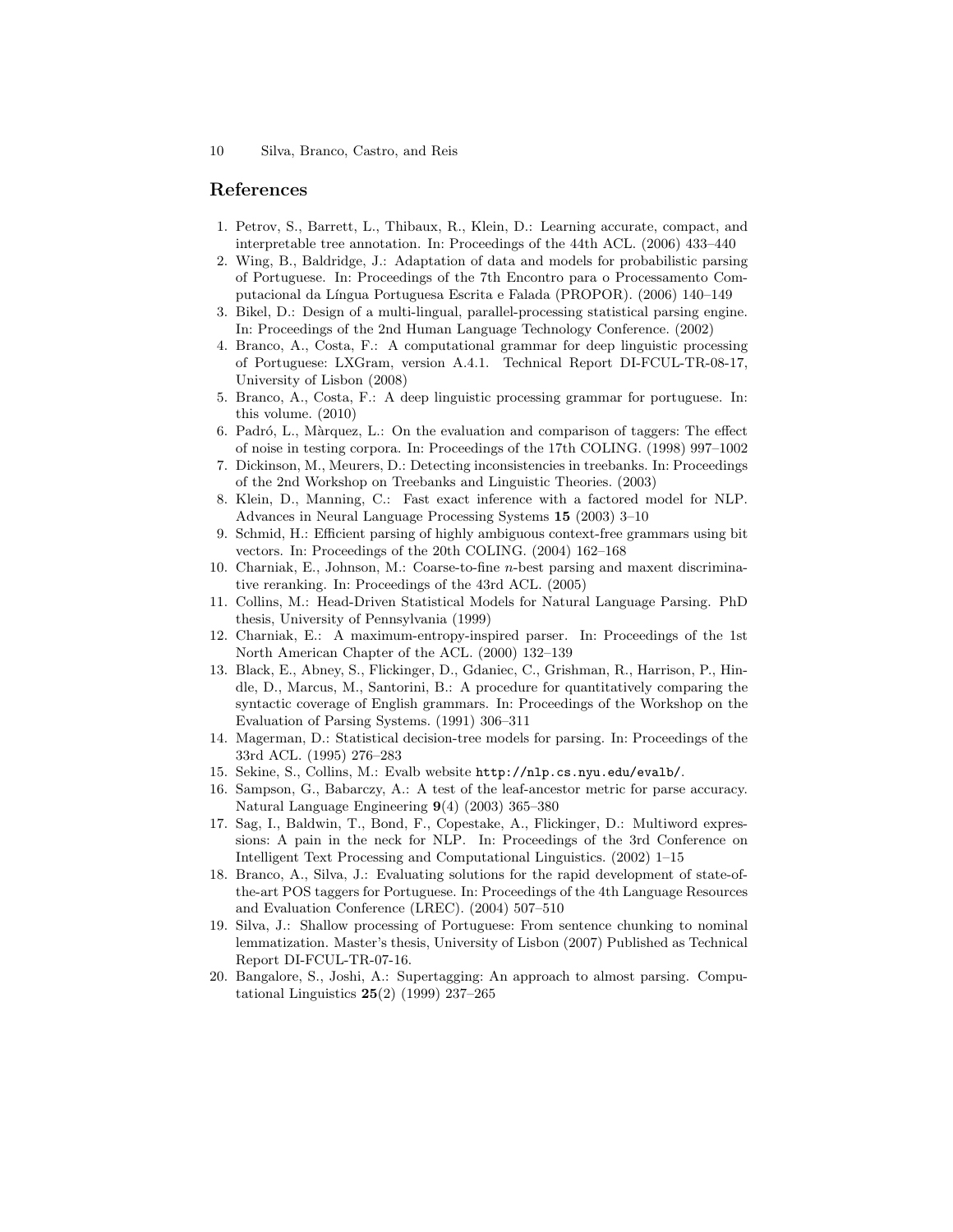## References

1. Petrov, S., Barrett, L., Thibaux, R., Klein, D.: Learning accurate, compact, and interpretable tree annotation. In: Proceedings of the 44th ACL. (2006) 433–440
2. Wing, B., Baldridge, J.: Adaptation of data and models for probabilistic parsing of Portuguese. In: Proceedings of the 7th Encontro para o Processamento Computacional da Língua Portuguesa Escrita e Falada (PROPOR). (2006) 140–149
3. Bikel, D.: Design of a multi-lingual, parallel-processing statistical parsing engine. In: Proceedings of the 2nd Human Language Technology Conference. (2002)
4. Branco, A., Costa, F.: A computational grammar for deep linguistic processing of Portuguese: LXGram, version A.4.1. Technical Report DI-FCUL-TR-08-17, University of Lisbon (2008)
5. Branco, A., Costa, F.: A deep linguistic processing grammar for portuguese. In: this volume. (2010)
6. Padró, L., Màrquez, L.: On the evaluation and comparison of taggers: The effect of noise in testing corpora. In: Proceedings of the 17th COLING. (1998) 997–1002
7. Dickinson, M., Meurers, D.: Detecting inconsistencies in treebanks. In: Proceedings of the 2nd Workshop on Treebanks and Linguistic Theories. (2003)
8. Klein, D., Manning, C.: Fast exact inference with a factored model for NLP. Advances in Neural Language Processing Systems **15** (2003) 3–10
9. Schmid, H.: Efficient parsing of highly ambiguous context-free grammars using bit vectors. In: Proceedings of the 20th COLING. (2004) 162–168
10. Charniak, E., Johnson, M.: Coarse-to-fine *n*-best parsing and maxent discriminative reranking. In: Proceedings of the 43rd ACL. (2005)
11. Collins, M.: Head-Driven Statistical Models for Natural Language Parsing. PhD thesis, University of Pennsylvania (1999)
12. Charniak, E.: A maximum-entropy-inspired parser. In: Proceedings of the 1st North American Chapter of the ACL. (2000) 132–139
13. Black, E., Abney, S., Flickinger, D., Gdaniec, C., Grishman, R., Harrison, P., Hindle, D., Marcus, M., Santorini, B.: A procedure for quantitatively comparing the syntactic coverage of English grammars. In: Proceedings of the Workshop on the Evaluation of Parsing Systems. (1991) 306–311
14. Magerman, D.: Statistical decision-tree models for parsing. In: Proceedings of the 33rd ACL. (1995) 276–283
15. Sekine, S., Collins, M.: Evalb website `http://nlp.cs.nyu.edu/evalb/`.
16. Sampson, G., Babarczy, A.: A test of the leaf-ancestor metric for parse accuracy. Natural Language Engineering **9**(4) (2003) 365–380
17. Sag, I., Baldwin, T., Bond, F., Copestake, A., Flickinger, D.: Multiword expressions: A pain in the neck for NLP. In: Proceedings of the 3rd Conference on Intelligent Text Processing and Computational Linguistics. (2002) 1–15
18. Branco, A., Silva, J.: Evaluating solutions for the rapid development of state-of-the-art POS taggers for Portuguese. In: Proceedings of the 4th Language Resources and Evaluation Conference (LREC). (2004) 507–510
19. Silva, J.: Shallow processing of Portuguese: From sentence chunking to nominal lemmatization. Master's thesis, University of Lisbon (2007) Published as Technical Report DI-FCUL-TR-07-16.
20. Bangalore, S., Joshi, A.: Supertagging: An approach to almost parsing. Computational Linguistics **25**(2) (1999) 237–265